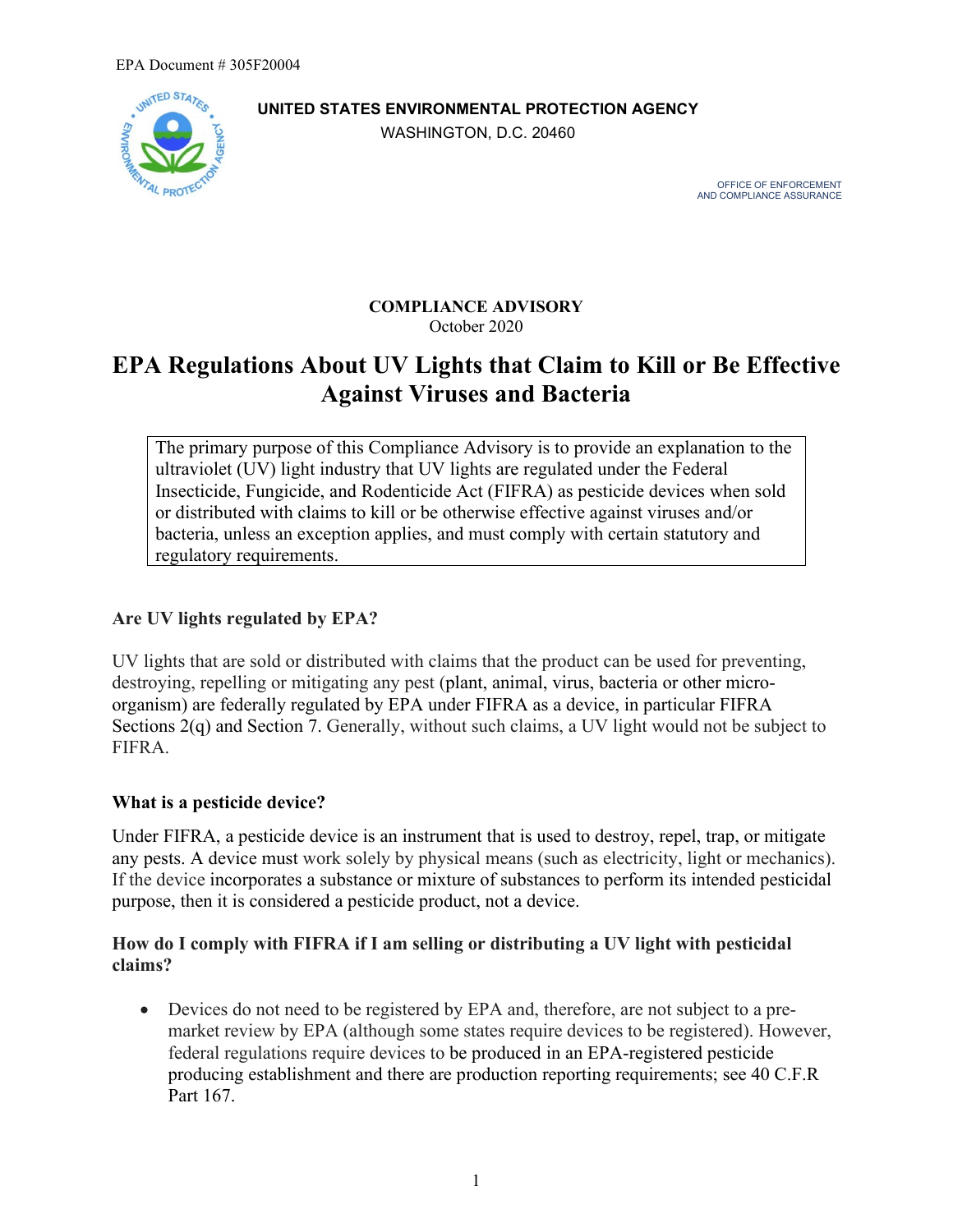EPA Document # 305F20004

**UNITED STATES ENVIRONMENTAL PROTECTION AGENCY**
WASHINGTON, D.C. 20460

OFFICE OF ENFORCEMENT
AND COMPLIANCE ASSURANCE

**COMPLIANCE ADVISORY**
October 2020

# EPA Regulations About UV Lights that Claim to Kill or Be Effective Against Viruses and Bacteria

> The primary purpose of this Compliance Advisory is to provide an explanation to the ultraviolet (UV) light industry that UV lights are regulated under the Federal Insecticide, Fungicide, and Rodenticide Act (FIFRA) as pesticide devices when sold or distributed with claims to kill or be otherwise effective against viruses and/or bacteria, unless an exception applies, and must comply with certain statutory and regulatory requirements.

### Are UV lights regulated by EPA?

UV lights that are sold or distributed with claims that the product can be used for preventing, destroying, repelling or mitigating any pest (plant, animal, virus, bacteria or other micro-organism) are federally regulated by EPA under FIFRA as a device, in particular FIFRA Sections 2(q) and Section 7. Generally, without such claims, a UV light would not be subject to FIFRA.

### What is a pesticide device?

Under FIFRA, a pesticide device is an instrument that is used to destroy, repel, trap, or mitigate any pests. A device must work solely by physical means (such as electricity, light or mechanics). If the device incorporates a substance or mixture of substances to perform its intended pesticidal purpose, then it is considered a pesticide product, not a device.

### How do I comply with FIFRA if I am selling or distributing a UV light with pesticidal claims?

- Devices do not need to be registered by EPA and, therefore, are not subject to a pre-market review by EPA (although some states require devices to be registered). However, federal regulations require devices to be produced in an EPA-registered pesticide producing establishment and there are production reporting requirements; see 40 C.F.R Part 167.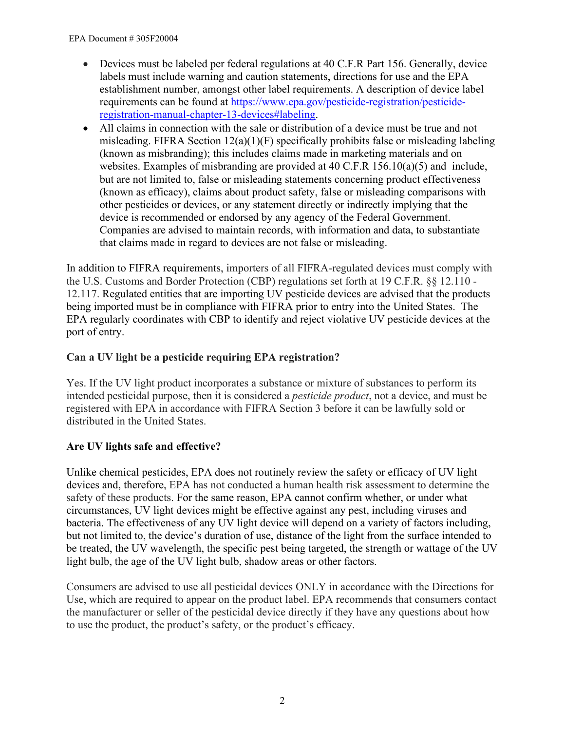- Devices must be labeled per federal regulations at 40 C.F.R Part 156. Generally, device labels must include warning and caution statements, directions for use and the EPA establishment number, amongst other label requirements. A description of device label requirements can be found at [https://www.epa.gov/pesticide-registration/pesticide-registration-manual-chapter-13-devices#labeling](https://www.epa.gov/pesticide-registration/pesticide-registration-manual-chapter-13-devices#labeling).
- All claims in connection with the sale or distribution of a device must be true and not misleading. FIFRA Section 12(a)(1)(F) specifically prohibits false or misleading labeling (known as misbranding); this includes claims made in marketing materials and on websites. Examples of misbranding are provided at 40 C.F.R 156.10(a)(5) and include, but are not limited to, false or misleading statements concerning product effectiveness (known as efficacy), claims about product safety, false or misleading comparisons with other pesticides or devices, or any statement directly or indirectly implying that the device is recommended or endorsed by any agency of the Federal Government. Companies are advised to maintain records, with information and data, to substantiate that claims made in regard to devices are not false or misleading.

In addition to FIFRA requirements, importers of all FIFRA-regulated devices must comply with the U.S. Customs and Border Protection (CBP) regulations set forth at 19 C.F.R. §§ 12.110 - 12.117. Regulated entities that are importing UV pesticide devices are advised that the products being imported must be in compliance with FIFRA prior to entry into the United States. The EPA regularly coordinates with CBP to identify and reject violative UV pesticide devices at the port of entry.

**Can a UV light be a pesticide requiring EPA registration?**

Yes. If the UV light product incorporates a substance or mixture of substances to perform its intended pesticidal purpose, then it is considered a *pesticide product*, not a device, and must be registered with EPA in accordance with FIFRA Section 3 before it can be lawfully sold or distributed in the United States.

**Are UV lights safe and effective?**

Unlike chemical pesticides, EPA does not routinely review the safety or efficacy of UV light devices and, therefore, EPA has not conducted a human health risk assessment to determine the safety of these products. For the same reason, EPA cannot confirm whether, or under what circumstances, UV light devices might be effective against any pest, including viruses and bacteria. The effectiveness of any UV light device will depend on a variety of factors including, but not limited to, the device's duration of use, distance of the light from the surface intended to be treated, the UV wavelength, the specific pest being targeted, the strength or wattage of the UV light bulb, the age of the UV light bulb, shadow areas or other factors.

Consumers are advised to use all pesticidal devices ONLY in accordance with the Directions for Use, which are required to appear on the product label. EPA recommends that consumers contact the manufacturer or seller of the pesticidal device directly if they have any questions about how to use the product, the product's safety, or the product's efficacy.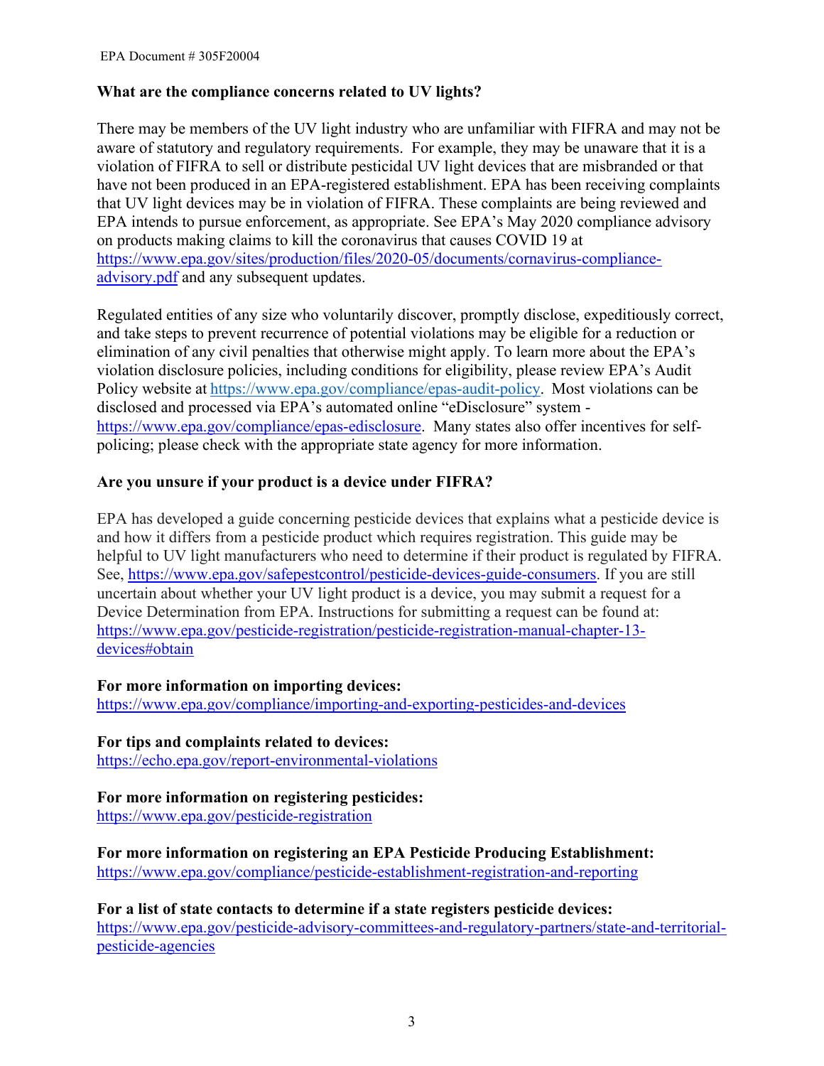### What are the compliance concerns related to UV lights?

There may be members of the UV light industry who are unfamiliar with FIFRA and may not be aware of statutory and regulatory requirements. For example, they may be unaware that it is a violation of FIFRA to sell or distribute pesticidal UV light devices that are misbranded or that have not been produced in an EPA-registered establishment. EPA has been receiving complaints that UV light devices may be in violation of FIFRA. These complaints are being reviewed and EPA intends to pursue enforcement, as appropriate. See EPA's May 2020 compliance advisory on products making claims to kill the coronavirus that causes COVID 19 at https://www.epa.gov/sites/production/files/2020-05/documents/cornavirus-compliance-advisory.pdf and any subsequent updates.

Regulated entities of any size who voluntarily discover, promptly disclose, expeditiously correct, and take steps to prevent recurrence of potential violations may be eligible for a reduction or elimination of any civil penalties that otherwise might apply. To learn more about the EPA's violation disclosure policies, including conditions for eligibility, please review EPA's Audit Policy website at https://www.epa.gov/compliance/epas-audit-policy. Most violations can be disclosed and processed via EPA's automated online "eDisclosure" system - https://www.epa.gov/compliance/epas-edisclosure. Many states also offer incentives for self-policing; please check with the appropriate state agency for more information.

### Are you unsure if your product is a device under FIFRA?

EPA has developed a guide concerning pesticide devices that explains what a pesticide device is and how it differs from a pesticide product which requires registration. This guide may be helpful to UV light manufacturers who need to determine if their product is regulated by FIFRA. See, https://www.epa.gov/safepestcontrol/pesticide-devices-guide-consumers. If you are still uncertain about whether your UV light product is a device, you may submit a request for a Device Determination from EPA. Instructions for submitting a request can be found at: https://www.epa.gov/pesticide-registration/pesticide-registration-manual-chapter-13-devices#obtain

**For more information on importing devices:**
https://www.epa.gov/compliance/importing-and-exporting-pesticides-and-devices

**For tips and complaints related to devices:**
https://echo.epa.gov/report-environmental-violations

**For more information on registering pesticides:**
https://www.epa.gov/pesticide-registration

**For more information on registering an EPA Pesticide Producing Establishment:**
https://www.epa.gov/compliance/pesticide-establishment-registration-and-reporting

**For a list of state contacts to determine if a state registers pesticide devices:**
https://www.epa.gov/pesticide-advisory-committees-and-regulatory-partners/state-and-territorial-pesticide-agencies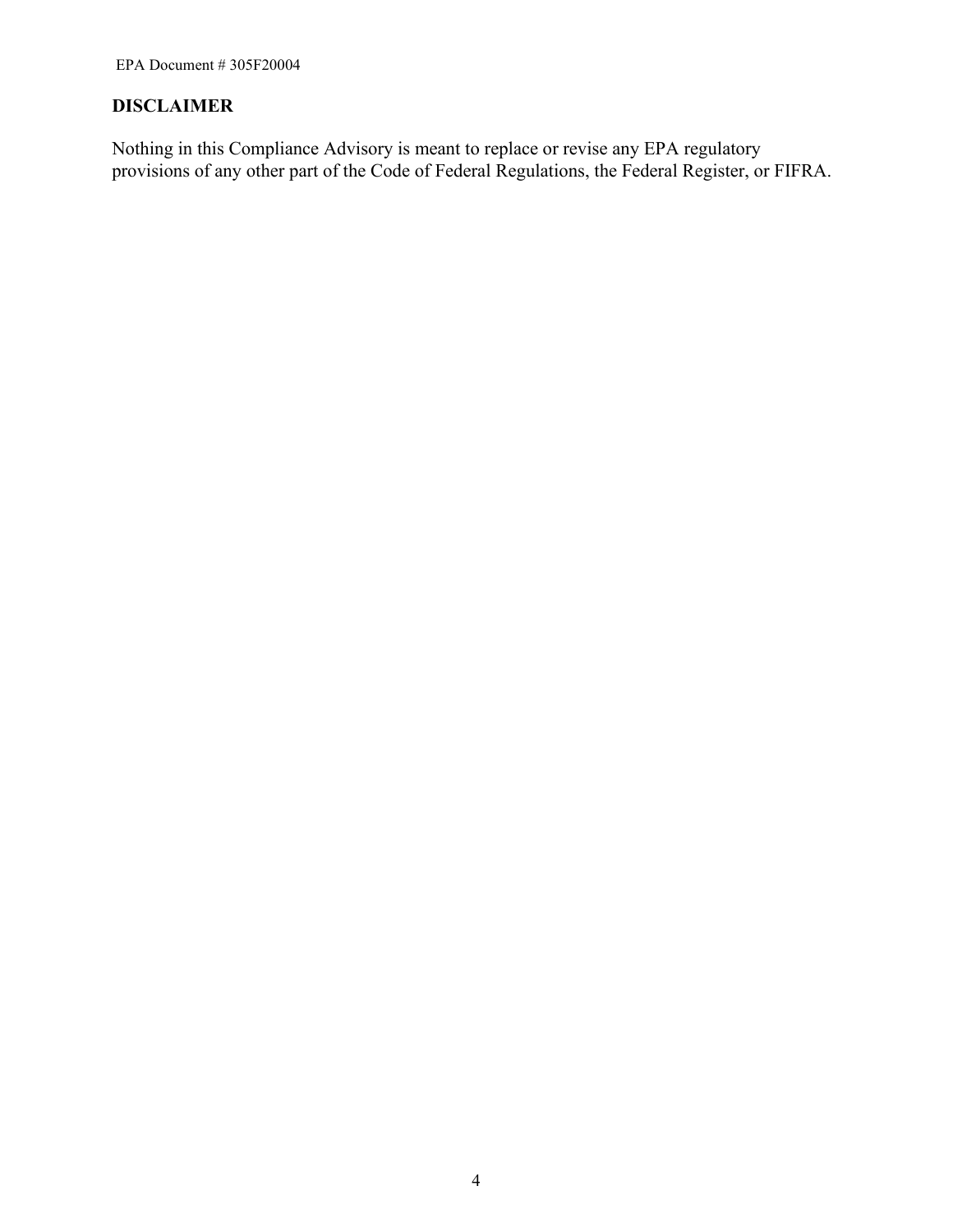## DISCLAIMER

Nothing in this Compliance Advisory is meant to replace or revise any EPA regulatory provisions of any other part of the Code of Federal Regulations, the Federal Register, or FIFRA.